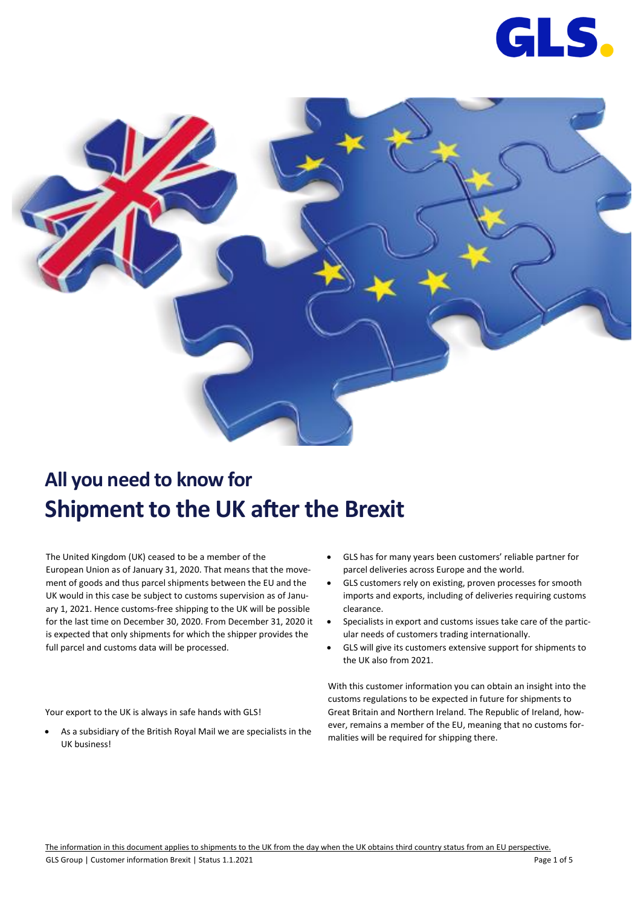# All you need to know for

# Shipment to the UK after the Brexit

The United Kingdom (UK) ceased to be a member of the European Union as of January 31, 2020. That means that the movement of goods and thus parcel shipments between the EU and the UK would in this case be subject to customs supervision as of January 1, 2021. Hence customs-free shipping to the UK will be possible for the last time on December 30, 2020. From December 31, 2020 it is expected that only shipments for which the shipper provides the full parcel and customs data will be processed.

Your export to the UK is always in safe hands with GLS!

- As a subsidiary of the British Royal Mail we are specialists in the UK business!
- GLS has for many years been customers' reliable partner for parcel deliveries across Europe and the world.
- GLS customers rely on existing, proven processes for smooth imports and exports, including of deliveries requiring customs clearance.
- Specialists in export and customs issues take care of the particular needs of customers trading internationally.
- GLS will give its customers extensive support for shipments to the UK also from 2021.

With this customer information you can obtain an insight into the customs regulations to be expected in future for shipments to Great Britain and Northern Ireland. The Republic of Ireland, however, remains a member of the EU, meaning that no customs formalities will be required for shipping there.

The information in this document applies to shipments to the UK from the day when the UK obtains third country status from an EU perspective.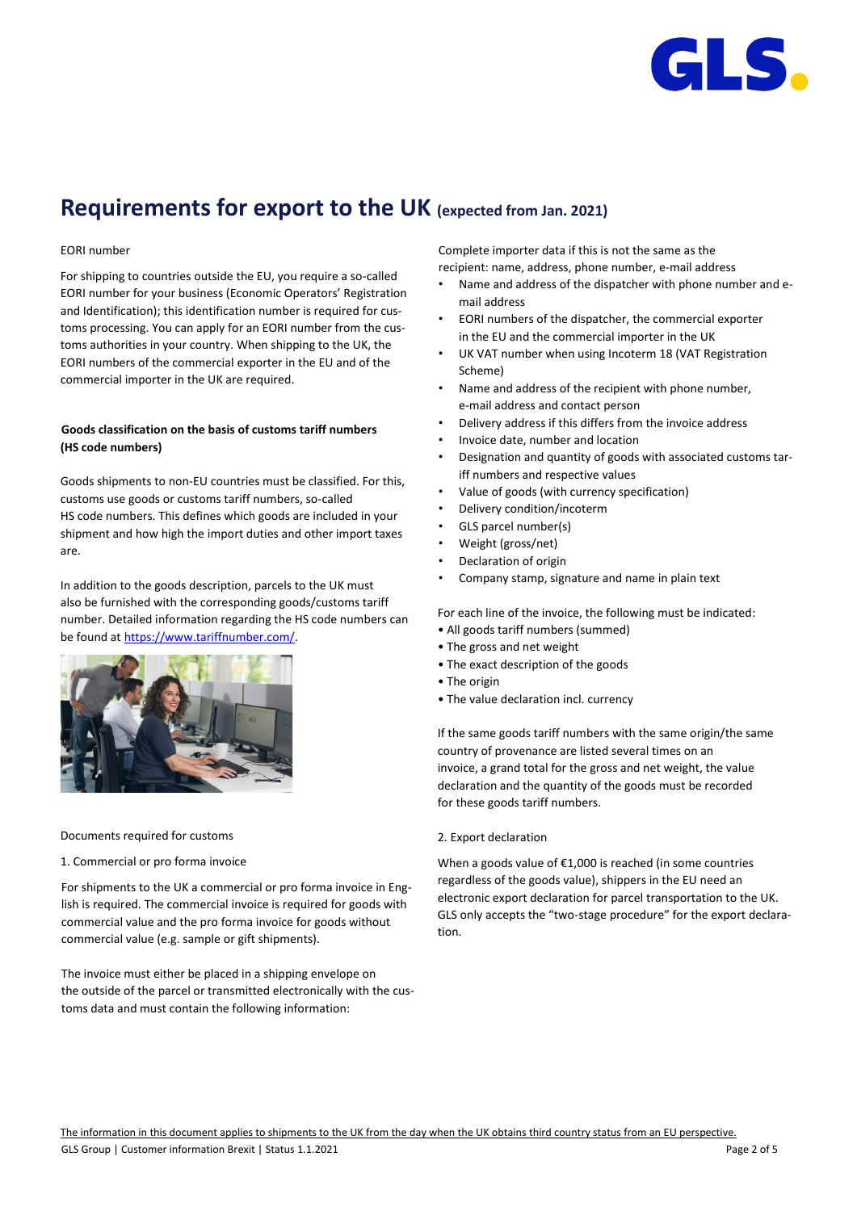# Requirements for export to the UK (expected from Jan. 2021)

EORI number

For shipping to countries outside the EU, you require a so-called EORI number for your business (Economic Operators' Registration and Identification); this identification number is required for customs processing. You can apply for an EORI number from the customs authorities in your country. When shipping to the UK, the EORI numbers of the commercial exporter in the EU and of the commercial importer in the UK are required.

**Goods classification on the basis of customs tariff numbers (HS code numbers)**

Goods shipments to non-EU countries must be classified. For this, customs use goods or customs tariff numbers, so-called HS code numbers. This defines which goods are included in your shipment and how high the import duties and other import taxes are.

In addition to the goods description, parcels to the UK must also be furnished with the corresponding goods/customs tariff number. Detailed information regarding the HS code numbers can be found at [https://www.tariffnumber.com/](https://www.tariffnumber.com/).

Documents required for customs

1. Commercial or pro forma invoice

For shipments to the UK a commercial or pro forma invoice in English is required. The commercial invoice is required for goods with commercial value and the pro forma invoice for goods without commercial value (e.g. sample or gift shipments).

The invoice must either be placed in a shipping envelope on the outside of the parcel or transmitted electronically with the customs data and must contain the following information:

Complete importer data if this is not the same as the recipient: name, address, phone number, e-mail address

- Name and address of the dispatcher with phone number and e-mail address
- EORI numbers of the dispatcher, the commercial exporter in the EU and the commercial importer in the UK
- UK VAT number when using Incoterm 18 (VAT Registration Scheme)
- Name and address of the recipient with phone number, e-mail address and contact person
- Delivery address if this differs from the invoice address
- Invoice date, number and location
- Designation and quantity of goods with associated customs tariff numbers and respective values
- Value of goods (with currency specification)
- Delivery condition/incoterm
- GLS parcel number(s)
- Weight (gross/net)
- Declaration of origin
- Company stamp, signature and name in plain text

For each line of the invoice, the following must be indicated:

- All goods tariff numbers (summed)
- The gross and net weight
- The exact description of the goods
- The origin
- The value declaration incl. currency

If the same goods tariff numbers with the same origin/the same country of provenance are listed several times on an invoice, a grand total for the gross and net weight, the value declaration and the quantity of the goods must be recorded for these goods tariff numbers.

2. Export declaration

When a goods value of €1,000 is reached (in some countries regardless of the goods value), shippers in the EU need an electronic export declaration for parcel transportation to the UK. GLS only accepts the "two-stage procedure" for the export declaration.

The information in this document applies to shipments to the UK from the day when the UK obtains third country status from an EU perspective.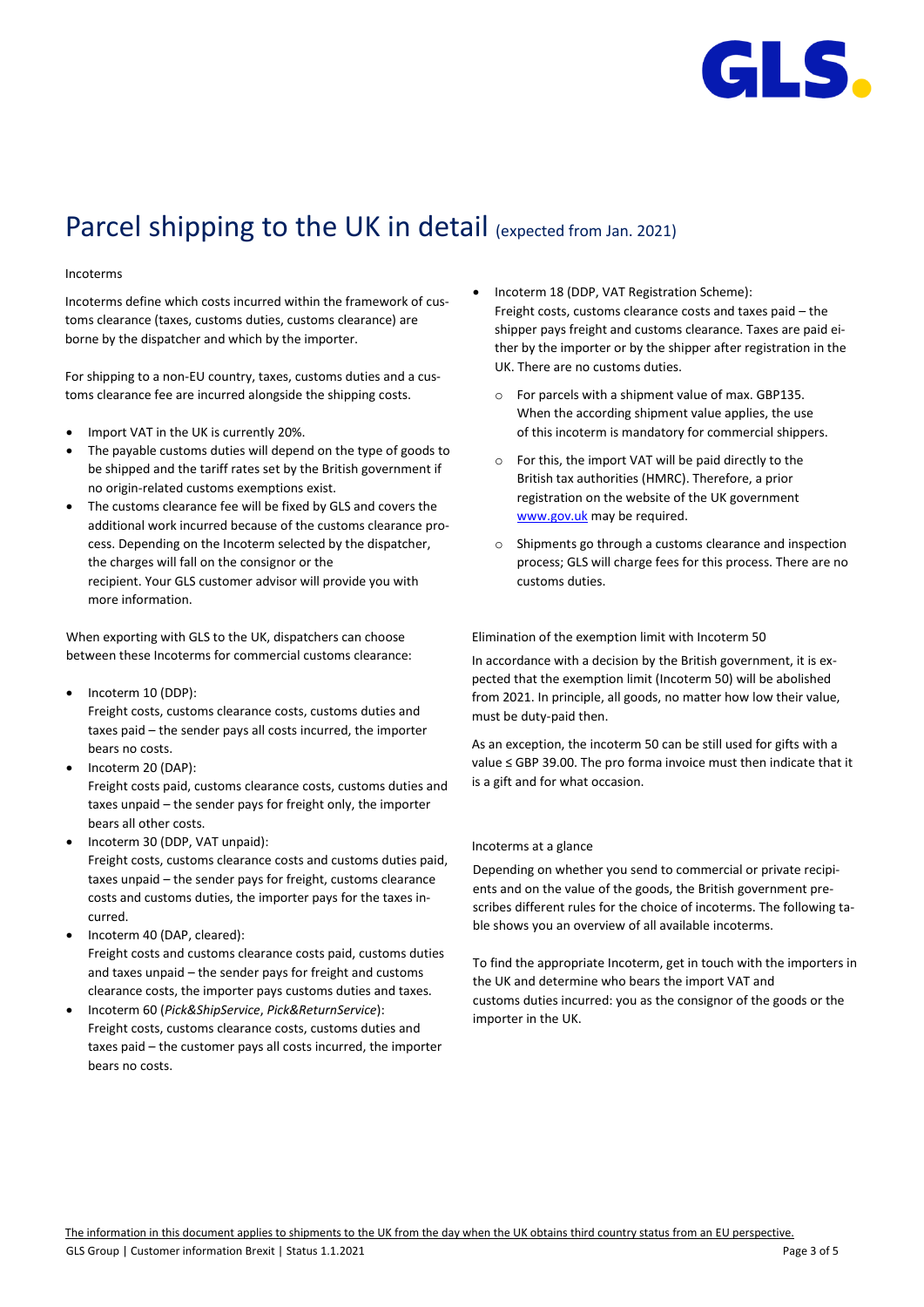# Parcel shipping to the UK in detail (expected from Jan. 2021)

Incoterms

Incoterms define which costs incurred within the framework of customs clearance (taxes, customs duties, customs clearance) are borne by the dispatcher and which by the importer.

For shipping to a non-EU country, taxes, customs duties and a customs clearance fee are incurred alongside the shipping costs.

- Import VAT in the UK is currently 20%.
- The payable customs duties will depend on the type of goods to be shipped and the tariff rates set by the British government if no origin-related customs exemptions exist.
- The customs clearance fee will be fixed by GLS and covers the additional work incurred because of the customs clearance process. Depending on the Incoterm selected by the dispatcher, the charges will fall on the consignor or the recipient. Your GLS customer advisor will provide you with more information.

When exporting with GLS to the UK, dispatchers can choose between these Incoterms for commercial customs clearance:

- Incoterm 10 (DDP):
  Freight costs, customs clearance costs, customs duties and taxes paid – the sender pays all costs incurred, the importer bears no costs.
- Incoterm 20 (DAP):
  Freight costs paid, customs clearance costs, customs duties and taxes unpaid – the sender pays for freight only, the importer bears all other costs.
- Incoterm 30 (DDP, VAT unpaid):
  Freight costs, customs clearance costs and customs duties paid, taxes unpaid – the sender pays for freight, customs clearance costs and customs duties, the importer pays for the taxes incurred.
- Incoterm 40 (DAP, cleared):
  Freight costs and customs clearance costs paid, customs duties and taxes unpaid – the sender pays for freight and customs clearance costs, the importer pays customs duties and taxes.
- Incoterm 60 (*Pick&ShipService*, *Pick&ReturnService*):
  Freight costs, customs clearance costs, customs duties and taxes paid – the customer pays all costs incurred, the importer bears no costs.
- Incoterm 18 (DDP, VAT Registration Scheme):
  Freight costs, customs clearance costs and taxes paid – the shipper pays freight and customs clearance. Taxes are paid either by the importer or by the shipper after registration in the UK. There are no customs duties.
  - For parcels with a shipment value of max. GBP135. When the according shipment value applies, the use of this incoterm is mandatory for commercial shippers.
  - For this, the import VAT will be paid directly to the British tax authorities (HMRC). Therefore, a prior registration on the website of the UK government [www.gov.uk](http://www.gov.uk) may be required.
  - Shipments go through a customs clearance and inspection process; GLS will charge fees for this process. There are no customs duties.

Elimination of the exemption limit with Incoterm 50

In accordance with a decision by the British government, it is expected that the exemption limit (Incoterm 50) will be abolished from 2021. In principle, all goods, no matter how low their value, must be duty-paid then.

As an exception, the incoterm 50 can be still used for gifts with a value ≤ GBP 39.00. The pro forma invoice must then indicate that it is a gift and for what occasion.

Incoterms at a glance

Depending on whether you send to commercial or private recipients and on the value of the goods, the British government prescribes different rules for the choice of incoterms. The following table shows you an overview of all available incoterms.

To find the appropriate Incoterm, get in touch with the importers in the UK and determine who bears the import VAT and customs duties incurred: you as the consignor of the goods or the importer in the UK.

The information in this document applies to shipments to the UK from the day when the UK obtains third country status from an EU perspective.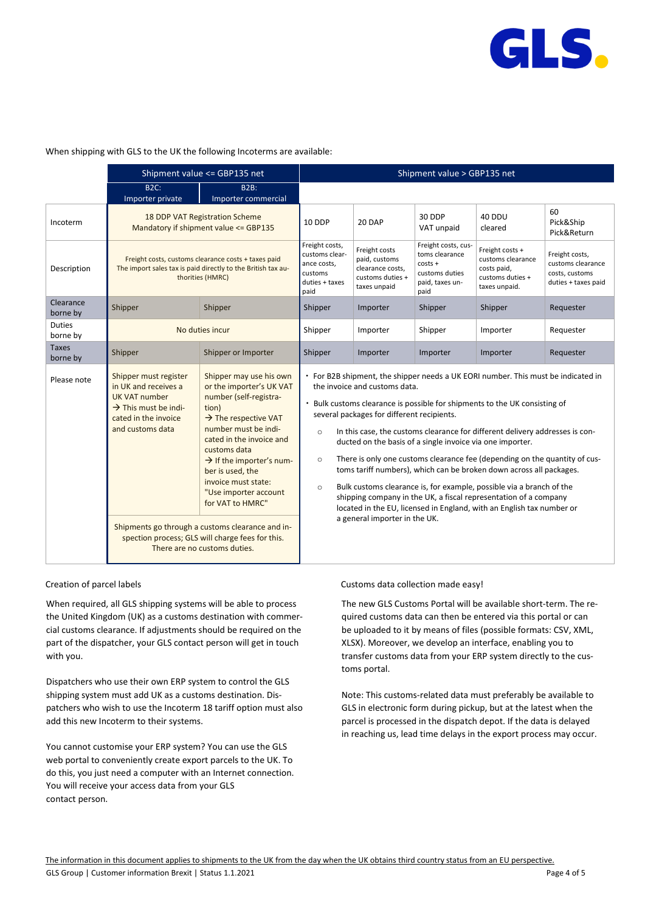When shipping with GLS to the UK the following Incoterms are available:

| | Shipment value <= GBP135 net | | Shipment value > GBP135 net | | | | |
|---|---|---|---|---|---|---|---|
| | B2C: Importer private | B2B: Importer commercial | | | | | |
| Incoterm | 18 DDP VAT Registration Scheme Mandatory if shipment value <= GBP135 | | 10 DDP | 20 DAP | 30 DDP VAT unpaid | 40 DDU cleared | 60 Pick&Ship Pick&Return |
| Description | Freight costs, customs clearance costs + taxes paid The import sales tax is paid directly to the British tax authorities (HMRC) | | Freight costs, customs clearance costs, customs duties + taxes paid | Freight costs paid, customs clearance costs, customs duties + taxes unpaid | Freight costs, customs clearance costs + customs duties paid, taxes unpaid | Freight costs + customs clearance costs paid, customs duties + taxes unpaid. | Freight costs, customs clearance costs, customs duties + taxes paid |
| Clearance borne by | Shipper | Shipper | Shipper | Importer | Shipper | Shipper | Requester |
| Duties borne by | No duties incur | | Shipper | Importer | Shipper | Importer | Requester |
| Taxes borne by | Shipper | Shipper or Importer | Shipper | Importer | Importer | Importer | Requester |
| Please note | Shipper must register in UK and receives a UK VAT number → This must be indicated in the invoice and customs data | Shipper may use his own or the importer's UK VAT number (self-registration) → The respective VAT number must be indicated in the invoice and customs data → If the importer's number is used, the invoice must state: "Use importer account for VAT to HMRC" | • For B2B shipment, the shipper needs a UK EORI number. This must be indicated in the invoice and customs data.<br>• Bulk customs clearance is possible for shipments to the UK consisting of several packages for different recipients.<br>○ In this case, the customs clearance for different delivery addresses is conducted on the basis of a single invoice via one importer.<br>○ There is only one customs clearance fee (depending on the quantity of customs tariff numbers), which can be broken down across all packages.<br>○ Bulk customs clearance is, for example, possible via a branch of the shipping company in the UK, a fiscal representation of a company located in the EU, licensed in England, with an English tax number or a general importer in the UK. | | | | |
| | Shipments go through a customs clearance and inspection process; GLS will charge fees for this. There are no customs duties. | | | | | | |

## Creation of parcel labels

When required, all GLS shipping systems will be able to process the United Kingdom (UK) as a customs destination with commercial customs clearance. If adjustments should be required on the part of the dispatcher, your GLS contact person will get in touch with you.

Dispatchers who use their own ERP system to control the GLS shipping system must add UK as a customs destination. Dispatchers who wish to use the Incoterm 18 tariff option must also add this new Incoterm to their systems.

You cannot customise your ERP system? You can use the GLS web portal to conveniently create export parcels to the UK. To do this, you just need a computer with an Internet connection. You will receive your access data from your GLS contact person.

## Customs data collection made easy!

The new GLS Customs Portal will be available short-term. The required customs data can then be entered via this portal or can be uploaded to it by means of files (possible formats: CSV, XML, XLSX). Moreover, we develop an interface, enabling you to transfer customs data from your ERP system directly to the customs portal.

Note: This customs-related data must preferably be available to GLS in electronic form during pickup, but at the latest when the parcel is processed in the dispatch depot. If the data is delayed in reaching us, lead time delays in the export process may occur.

The information in this document applies to shipments to the UK from the day when the UK obtains third country status from an EU perspective.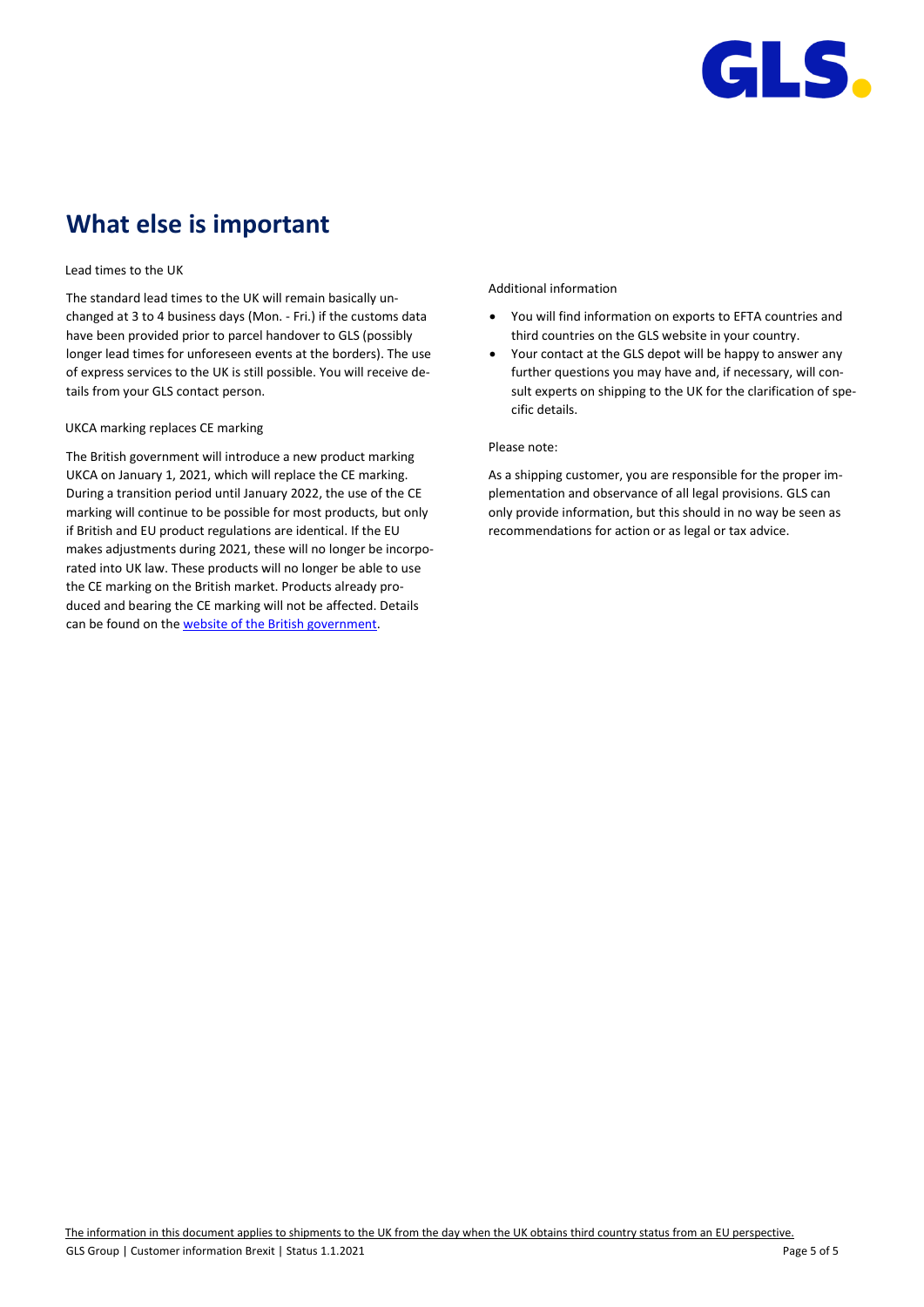# What else is important

Lead times to the UK

The standard lead times to the UK will remain basically unchanged at 3 to 4 business days (Mon. - Fri.) if the customs data have been provided prior to parcel handover to GLS (possibly longer lead times for unforeseen events at the borders). The use of express services to the UK is still possible. You will receive details from your GLS contact person.

UKCA marking replaces CE marking

The British government will introduce a new product marking UKCA on January 1, 2021, which will replace the CE marking. During a transition period until January 2022, the use of the CE marking will continue to be possible for most products, but only if British and EU product regulations are identical. If the EU makes adjustments during 2021, these will no longer be incorporated into UK law. These products will no longer be able to use the CE marking on the British market. Products already produced and bearing the CE marking will not be affected. Details can be found on the [website of the British government](#).

Additional information

- You will find information on exports to EFTA countries and third countries on the GLS website in your country.
- Your contact at the GLS depot will be happy to answer any further questions you may have and, if necessary, will consult experts on shipping to the UK for the clarification of specific details.

Please note:

As a shipping customer, you are responsible for the proper implementation and observance of all legal provisions. GLS can only provide information, but this should in no way be seen as recommendations for action or as legal or tax advice.

The information in this document applies to shipments to the UK from the day when the UK obtains third country status from an EU perspective.